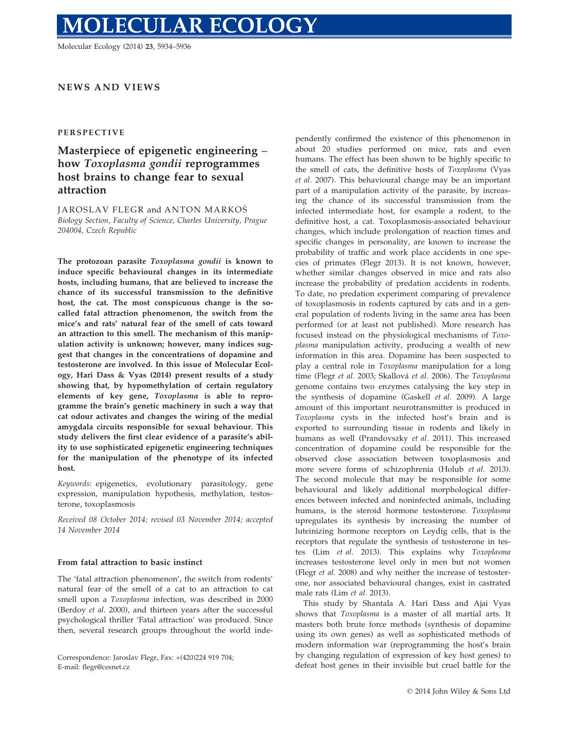# MOLECULAR ECOLOGY

## NEWS AND VIEWS

### PERSPECTIVE

# Masterpiece of epigenetic engineering – how *Toxoplasma gondii* reprogrammes host brains to change fear to sexual attraction

JAROSLAV FLEGR and ANTON MARKOŠ

*Biology Section, Faculty of Science, Charles University, Prague 204004, Czech Republic*

**The protozoan parasite *Toxoplasma gondii* is known to induce specific behavioural changes in its intermediate hosts, including humans, that are believed to increase the chance of its successful transmission to the definitive host, the cat. The most conspicuous change is the so-called fatal attraction phenomenon, the switch from the mice's and rats' natural fear of the smell of cats toward an attraction to this smell. The mechanism of this manipulation activity is unknown; however, many indices suggest that changes in the concentrations of dopamine and testosterone are involved. In this issue of Molecular Ecology, Hari Dass & Vyas (2014) present results of a study showing that, by hypomethylation of certain regulatory elements of key gene, *Toxoplasma* is able to reprogramme the brain's genetic machinery in such a way that cat odour activates and changes the wiring of the medial amygdala circuits responsible for sexual behaviour. This study delivers the first clear evidence of a parasite's ability to use sophisticated epigenetic engineering techniques for the manipulation of the phenotype of its infected host.**

*Keywords*: epigenetics, evolutionary parasitology, gene expression, manipulation hypothesis, methylation, testosterone, toxoplasmosis

*Received 08 October 2014; revised 03 November 2014; accepted 14 November 2014*

### From fatal attraction to basic instinct

The 'fatal attraction phenomenon', the switch from rodents' natural fear of the smell of a cat to an attraction to cat smell upon a *Toxoplasma* infection, was described in 2000 (Berdoy *et al*. 2000), and thirteen years after the successful psychological thriller 'Fatal attraction' was produced. Since then, several research groups throughout the world independently confirmed the existence of this phenomenon in about 20 studies performed on mice, rats and even humans. The effect has been shown to be highly specific to the smell of cats, the definitive hosts of *Toxoplasma* (Vyas *et al.* 2007). This behavioural change may be an important part of a manipulation activity of the parasite, by increasing the chance of its successful transmission from the infected intermediate host, for example a rodent, to the definitive host, a cat. Toxoplasmosis-associated behaviour changes, which include prolongation of reaction times and specific changes in personality, are known to increase the probability of traffic and work place accidents in one species of primates (Flegr 2013). It is not known, however, whether similar changes observed in mice and rats also increase the probability of predation accidents in rodents. To date, no predation experiment comparing of prevalence of toxoplasmosis in rodents captured by cats and in a general population of rodents living in the same area has been performed (or at least not published). More research has focused instead on the physiological mechanisms of *Toxoplasma* manipulation activity, producing a wealth of new information in this area. Dopamine has been suspected to play a central role in *Toxoplasma* manipulation for a long time (Flegr *et al.* 2003; Skallová *et al*. 2006). The *Toxoplasma* genome contains two enzymes catalysing the key step in the synthesis of dopamine (Gaskell *et al.* 2009). A large amount of this important neurotransmitter is produced in *Toxoplasma* cysts in the infected host's brain and is exported to surrounding tissue in rodents and likely in humans as well (Prandovszky *et al.* 2011). This increased concentration of dopamine could be responsible for the observed close association between toxoplasmosis and more severe forms of schizophrenia (Holub *et al.* 2013). The second molecule that may be responsible for some behavioural and likely additional morphological differences between infected and noninfected animals, including humans, is the steroid hormone testosterone. *Toxoplasma* upregulates its synthesis by increasing the number of luteinizing hormone receptors on Leydig cells, that is the receptors that regulate the synthesis of testosterone in testes (Lim *et al.* 2013). This explains why *Toxoplasma* increases testosterone level only in men but not women (Flegr *et al.* 2008) and why neither the increase of testosterone, nor associated behavioural changes, exist in castrated male rats (Lim *et al.* 2013).

This study by Shantala A. Hari Dass and Ajai Vyas shows that *Toxoplasma* is a master of all martial arts. It masters both brute force methods (synthesis of dopamine using its own genes) as well as sophisticated methods of modern information war (reprogramming the host's brain by changing regulation of expression of key host genes) to defeat host genes in their invisible but cruel battle for the

Correspondence: Jaroslav Flegr, Fax: +(420)224 919 704; E-mail: flegr@cesnet.cz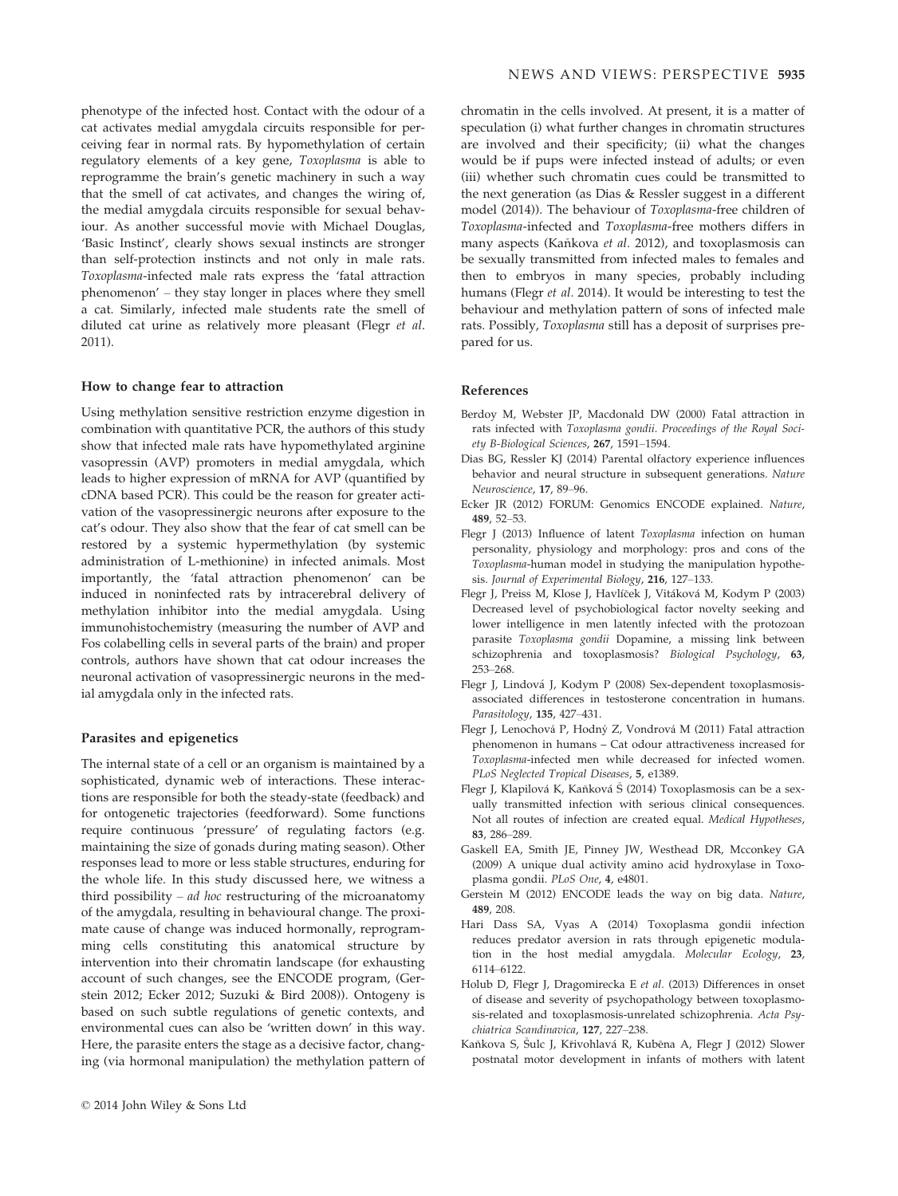phenotype of the infected host. Contact with the odour of a cat activates medial amygdala circuits responsible for perceiving fear in normal rats. By hypomethylation of certain regulatory elements of a key gene, *Toxoplasma* is able to reprogramme the brain's genetic machinery in such a way that the smell of cat activates, and changes the wiring of, the medial amygdala circuits responsible for sexual behaviour. As another successful movie with Michael Douglas, 'Basic Instinct', clearly shows sexual instincts are stronger than self-protection instincts and not only in male rats. *Toxoplasma*-infected male rats express the 'fatal attraction phenomenon' – they stay longer in places where they smell a cat. Similarly, infected male students rate the smell of diluted cat urine as relatively more pleasant (Flegr *et al*. 2011).

### How to change fear to attraction

Using methylation sensitive restriction enzyme digestion in combination with quantitative PCR, the authors of this study show that infected male rats have hypomethylated arginine vasopressin (AVP) promoters in medial amygdala, which leads to higher expression of mRNA for AVP (quantified by cDNA based PCR). This could be the reason for greater activation of the vasopressinergic neurons after exposure to the cat's odour. They also show that the fear of cat smell can be restored by a systemic hypermethylation (by systemic administration of L-methionine) in infected animals. Most importantly, the 'fatal attraction phenomenon' can be induced in noninfected rats by intracerebral delivery of methylation inhibitor into the medial amygdala. Using immunohistochemistry (measuring the number of AVP and Fos colabelling cells in several parts of the brain) and proper controls, authors have shown that cat odour increases the neuronal activation of vasopressinergic neurons in the medial amygdala only in the infected rats.

### Parasites and epigenetics

The internal state of a cell or an organism is maintained by a sophisticated, dynamic web of interactions. These interactions are responsible for both the steady-state (feedback) and for ontogenetic trajectories (feedforward). Some functions require continuous 'pressure' of regulating factors (e.g. maintaining the size of gonads during mating season). Other responses lead to more or less stable structures, enduring for the whole life. In this study discussed here, we witness a third possibility – *ad hoc* restructuring of the microanatomy of the amygdala, resulting in behavioural change. The proximate cause of change was induced hormonally, reprogramming cells constituting this anatomical structure by intervention into their chromatin landscape (for exhausting account of such changes, see the ENCODE program, (Gerstein 2012; Ecker 2012; Suzuki & Bird 2008)). Ontogeny is based on such subtle regulations of genetic contexts, and environmental cues can also be 'written down' in this way. Here, the parasite enters the stage as a decisive factor, changing (via hormonal manipulation) the methylation pattern of chromatin in the cells involved. At present, it is a matter of speculation (i) what further changes in chromatin structures are involved and their specificity; (ii) what the changes would be if pups were infected instead of adults; or even (iii) whether such chromatin cues could be transmitted to the next generation (as Dias & Ressler suggest in a different model (2014)). The behaviour of *Toxoplasma*-free children of *Toxoplasma*-infected and *Toxoplasma*-free mothers differs in many aspects (Kaňkova *et al*. 2012), and toxoplasmosis can be sexually transmitted from infected males to females and then to embryos in many species, probably including humans (Flegr *et al*. 2014). It would be interesting to test the behaviour and methylation pattern of sons of infected male rats. Possibly, *Toxoplasma* still has a deposit of surprises prepared for us.

### References

Berdoy M, Webster JP, Macdonald DW (2000) Fatal attraction in rats infected with *Toxoplasma gondii*. *Proceedings of the Royal Society B-Biological Sciences*, **267**, 1591–1594.

Dias BG, Ressler KJ (2014) Parental olfactory experience influences behavior and neural structure in subsequent generations. *Nature Neuroscience*, **17**, 89–96.

Ecker JR (2012) FORUM: Genomics ENCODE explained. *Nature*, **489**, 52–53.

Flegr J (2013) Influence of latent *Toxoplasma* infection on human personality, physiology and morphology: pros and cons of the *Toxoplasma*-human model in studying the manipulation hypothesis. *Journal of Experimental Biology*, **216**, 127–133.

Flegr J, Preiss M, Klose J, Havlíček J, Vitáková M, Kodym P (2003) Decreased level of psychobiological factor novelty seeking and lower intelligence in men latently infected with the protozoan parasite *Toxoplasma gondii* Dopamine, a missing link between schizophrenia and toxoplasmosis? *Biological Psychology*, **63**, 253–268.

Flegr J, Lindová J, Kodym P (2008) Sex-dependent toxoplasmosis-associated differences in testosterone concentration in humans. *Parasitology*, **135**, 427–431.

Flegr J, Lenochová P, Hodný Z, Vondrová M (2011) Fatal attraction phenomenon in humans – Cat odour attractiveness increased for *Toxoplasma*-infected men while decreased for infected women. *PLoS Neglected Tropical Diseases*, **5**, e1389.

Flegr J, Klapilová K, Kaňková Š (2014) Toxoplasmosis can be a sexually transmitted infection with serious clinical consequences. Not all routes of infection are created equal. *Medical Hypotheses*, **83**, 286–289.

Gaskell EA, Smith JE, Pinney JW, Westhead DR, Mcconkey GA (2009) A unique dual activity amino acid hydroxylase in Toxoplasma gondii. *PLoS One*, **4**, e4801.

Gerstein M (2012) ENCODE leads the way on big data. *Nature*, **489**, 208.

Hari Dass SA, Vyas A (2014) Toxoplasma gondii infection reduces predator aversion in rats through epigenetic modulation in the host medial amygdala. *Molecular Ecology*, **23**, 6114–6122.

Holub D, Flegr J, Dragomirecka E *et al*. (2013) Differences in onset of disease and severity of psychopathology between toxoplasmosis-related and toxoplasmosis-unrelated schizophrenia. *Acta Psychiatrica Scandinavica*, **127**, 227–238.

Kaňkova S, Šulc J, Křivohlavá R, Kuběna A, Flegr J (2012) Slower postnatal motor development in infants of mothers with latent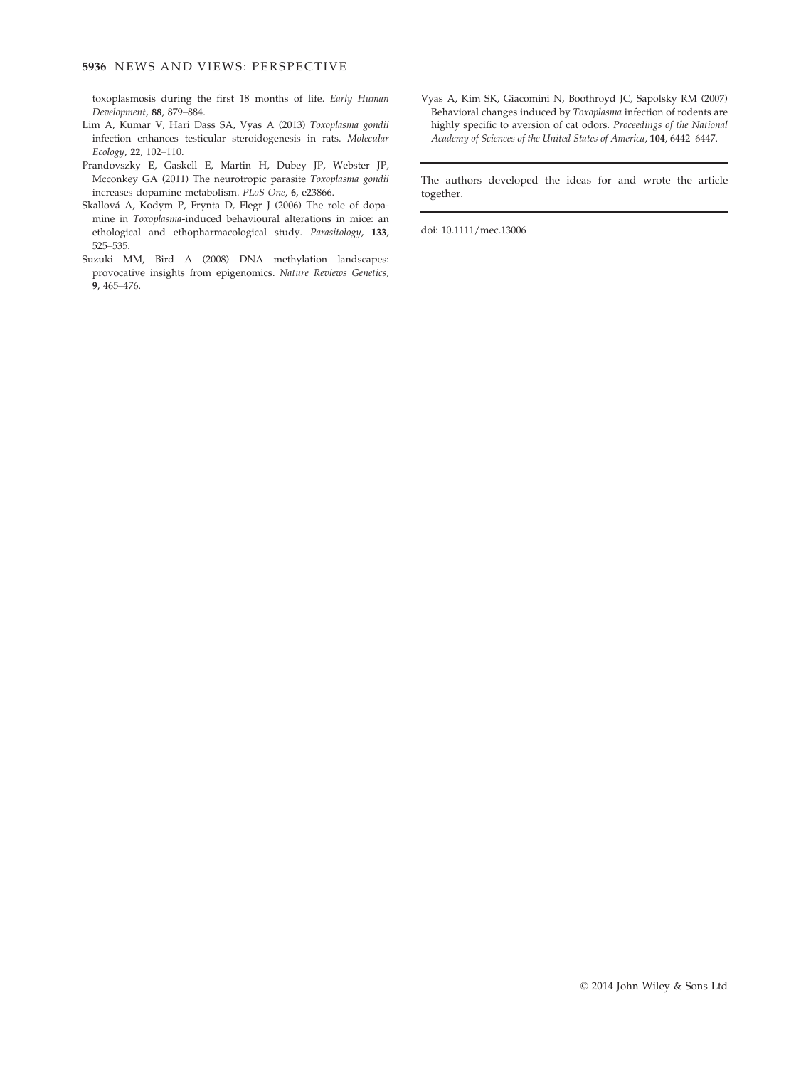toxoplasmosis during the first 18 months of life. *Early Human Development*, **88**, 879–884.

Lim A, Kumar V, Hari Dass SA, Vyas A (2013) *Toxoplasma gondii* infection enhances testicular steroidogenesis in rats. *Molecular Ecology*, **22**, 102–110.

Prandovszky E, Gaskell E, Martin H, Dubey JP, Webster JP, Mcconkey GA (2011) The neurotropic parasite *Toxoplasma gondii* increases dopamine metabolism. *PLoS One*, **6**, e23866.

Skallová A, Kodym P, Frynta D, Flegr J (2006) The role of dopamine in *Toxoplasma*-induced behavioural alterations in mice: an ethological and ethopharmacological study. *Parasitology*, **133**, 525–535.

Suzuki MM, Bird A (2008) DNA methylation landscapes: provocative insights from epigenomics. *Nature Reviews Genetics*, **9**, 465–476.

Vyas A, Kim SK, Giacomini N, Boothroyd JC, Sapolsky RM (2007) Behavioral changes induced by *Toxoplasma* infection of rodents are highly specific to aversion of cat odors. *Proceedings of the National Academy of Sciences of the United States of America*, **104**, 6442–6447.

---

The authors developed the ideas for and wrote the article together.

---

doi: 10.1111/mec.13006